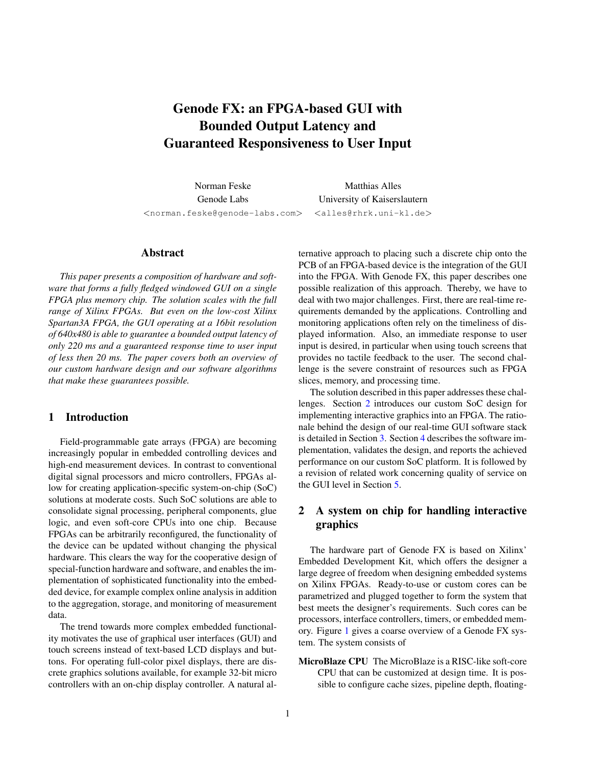# Genode FX: an FPGA-based GUI with Bounded Output Latency and Guaranteed Responsiveness to User Input

Norman Feske
Genode Labs
<norman.feske@genode-labs.com>

Matthias Alles
University of Kaiserslautern
<alles@rhrk.uni-kl.de>

## Abstract

*This paper presents a composition of hardware and software that forms a fully fledged windowed GUI on a single FPGA plus memory chip. The solution scales with the full range of Xilinx FPGAs. But even on the low-cost Xilinx Spartan3A FPGA, the GUI operating at a 16bit resolution of 640x480 is able to guarantee a bounded output latency of only 220 ms and a guaranteed response time to user input of less then 20 ms. The paper covers both an overview of our custom hardware design and our software algorithms that make these guarantees possible.*

## 1 Introduction

Field-programmable gate arrays (FPGA) are becoming increasingly popular in embedded controlling devices and high-end measurement devices. In contrast to conventional digital signal processors and micro controllers, FPGAs allow for creating application-specific system-on-chip (SoC) solutions at moderate costs. Such SoC solutions are able to consolidate signal processing, peripheral components, glue logic, and even soft-core CPUs into one chip. Because FPGAs can be arbitrarily reconfigured, the functionality of the device can be updated without changing the physical hardware. This clears the way for the cooperative design of special-function hardware and software, and enables the implementation of sophisticated functionality into the embedded device, for example complex online analysis in addition to the aggregation, storage, and monitoring of measurement data.

The trend towards more complex embedded functionality motivates the use of graphical user interfaces (GUI) and touch screens instead of text-based LCD displays and buttons. For operating full-color pixel displays, there are discrete graphics solutions available, for example 32-bit micro controllers with an on-chip display controller. A natural alternative approach to placing such a discrete chip onto the PCB of an FPGA-based device is the integration of the GUI into the FPGA. With Genode FX, this paper describes one possible realization of this approach. Thereby, we have to deal with two major challenges. First, there are real-time requirements demanded by the applications. Controlling and monitoring applications often rely on the timeliness of displayed information. Also, an immediate response to user input is desired, in particular when using touch screens that provides no tactile feedback to the user. The second challenge is the severe constraint of resources such as FPGA slices, memory, and processing time.

The solution described in this paper addresses these challenges. Section 2 introduces our custom SoC design for implementing interactive graphics into an FPGA. The rationale behind the design of our real-time GUI software stack is detailed in Section 3. Section 4 describes the software implementation, validates the design, and reports the achieved performance on our custom SoC platform. It is followed by a revision of related work concerning quality of service on the GUI level in Section 5.

## 2 A system on chip for handling interactive graphics

The hardware part of Genode FX is based on Xilinx' Embedded Development Kit, which offers the designer a large degree of freedom when designing embedded systems on Xilinx FPGAs. Ready-to-use or custom cores can be parametrized and plugged together to form the system that best meets the designer's requirements. Such cores can be processors, interface controllers, timers, or embedded memory. Figure 1 gives a coarse overview of a Genode FX system. The system consists of

**MicroBlaze CPU** The MicroBlaze is a RISC-like soft-core CPU that can be customized at design time. It is possible to configure cache sizes, pipeline depth, floating-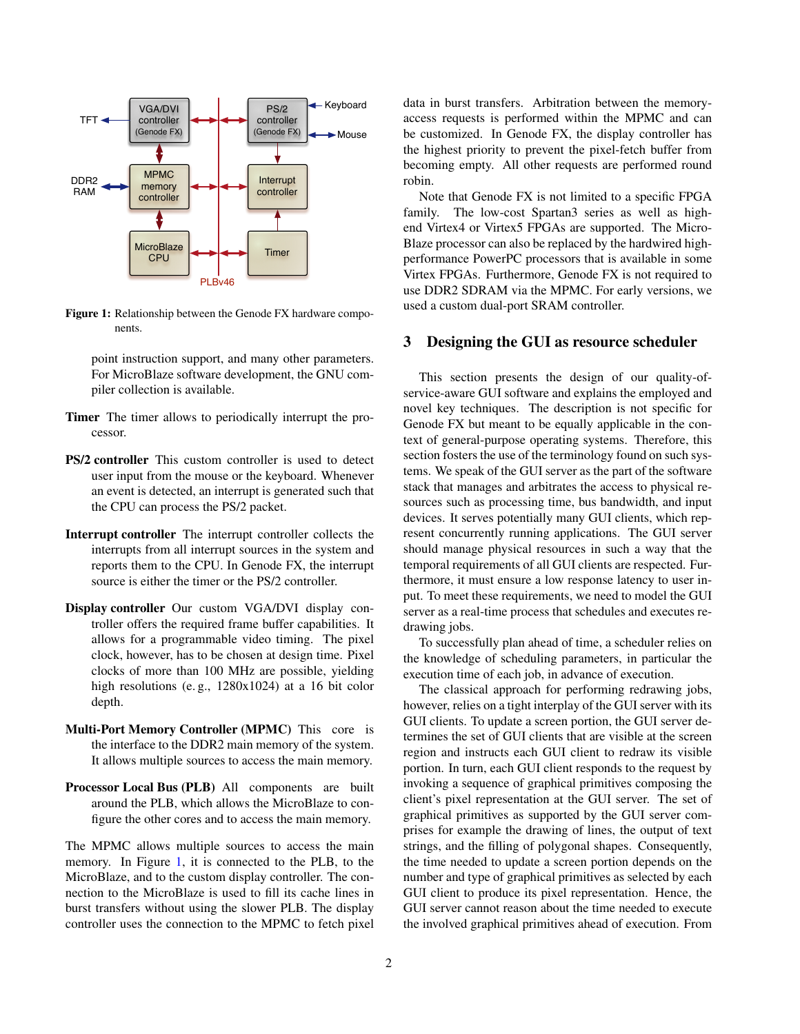Figure 1: Relationship between the Genode FX hardware components.

point instruction support, and many other parameters. For MicroBlaze software development, the GNU compiler collection is available.

**Timer** The timer allows to periodically interrupt the processor.

**PS/2 controller** This custom controller is used to detect user input from the mouse or the keyboard. Whenever an event is detected, an interrupt is generated such that the CPU can process the PS/2 packet.

**Interrupt controller** The interrupt controller collects the interrupts from all interrupt sources in the system and reports them to the CPU. In Genode FX, the interrupt source is either the timer or the PS/2 controller.

**Display controller** Our custom VGA/DVI display controller offers the required frame buffer capabilities. It allows for a programmable video timing. The pixel clock, however, has to be chosen at design time. Pixel clocks of more than 100 MHz are possible, yielding high resolutions (e. g., 1280x1024) at a 16 bit color depth.

**Multi-Port Memory Controller (MPMC)** This core is the interface to the DDR2 main memory of the system. It allows multiple sources to access the main memory.

**Processor Local Bus (PLB)** All components are built around the PLB, which allows the MicroBlaze to configure the other cores and to access the main memory.

The MPMC allows multiple sources to access the main memory. In Figure 1, it is connected to the PLB, to the MicroBlaze, and to the custom display controller. The connection to the MicroBlaze is used to fill its cache lines in burst transfers without using the slower PLB. The display controller uses the connection to the MPMC to fetch pixel data in burst transfers. Arbitration between the memory-access requests is performed within the MPMC and can be customized. In Genode FX, the display controller has the highest priority to prevent the pixel-fetch buffer from becoming empty. All other requests are performed round robin.

Note that Genode FX is not limited to a specific FPGA family. The low-cost Spartan3 series as well as high-end Virtex4 or Virtex5 FPGAs are supported. The MicroBlaze processor can also be replaced by the hardwired high-performance PowerPC processors that is available in some Virtex FPGAs. Furthermore, Genode FX is not required to use DDR2 SDRAM via the MPMC. For early versions, we used a custom dual-port SRAM controller.

## 3 Designing the GUI as resource scheduler

This section presents the design of our quality-of-service-aware GUI software and explains the employed and novel key techniques. The description is not specific for Genode FX but meant to be equally applicable in the context of general-purpose operating systems. Therefore, this section fosters the use of the terminology found on such systems. We speak of the GUI server as the part of the software stack that manages and arbitrates the access to physical resources such as processing time, bus bandwidth, and input devices. It serves potentially many GUI clients, which represent concurrently running applications. The GUI server should manage physical resources in such a way that the temporal requirements of all GUI clients are respected. Furthermore, it must ensure a low response latency to user input. To meet these requirements, we need to model the GUI server as a real-time process that schedules and executes redrawing jobs.

To successfully plan ahead of time, a scheduler relies on the knowledge of scheduling parameters, in particular the execution time of each job, in advance of execution.

The classical approach for performing redrawing jobs, however, relies on a tight interplay of the GUI server with its GUI clients. To update a screen portion, the GUI server determines the set of GUI clients that are visible at the screen region and instructs each GUI client to redraw its visible portion. In turn, each GUI client responds to the request by invoking a sequence of graphical primitives composing the client's pixel representation at the GUI server. The set of graphical primitives as supported by the GUI server comprises for example the drawing of lines, the output of text strings, and the filling of polygonal shapes. Consequently, the time needed to update a screen portion depends on the number and type of graphical primitives as selected by each GUI client to produce its pixel representation. Hence, the GUI server cannot reason about the time needed to execute the involved graphical primitives ahead of execution. From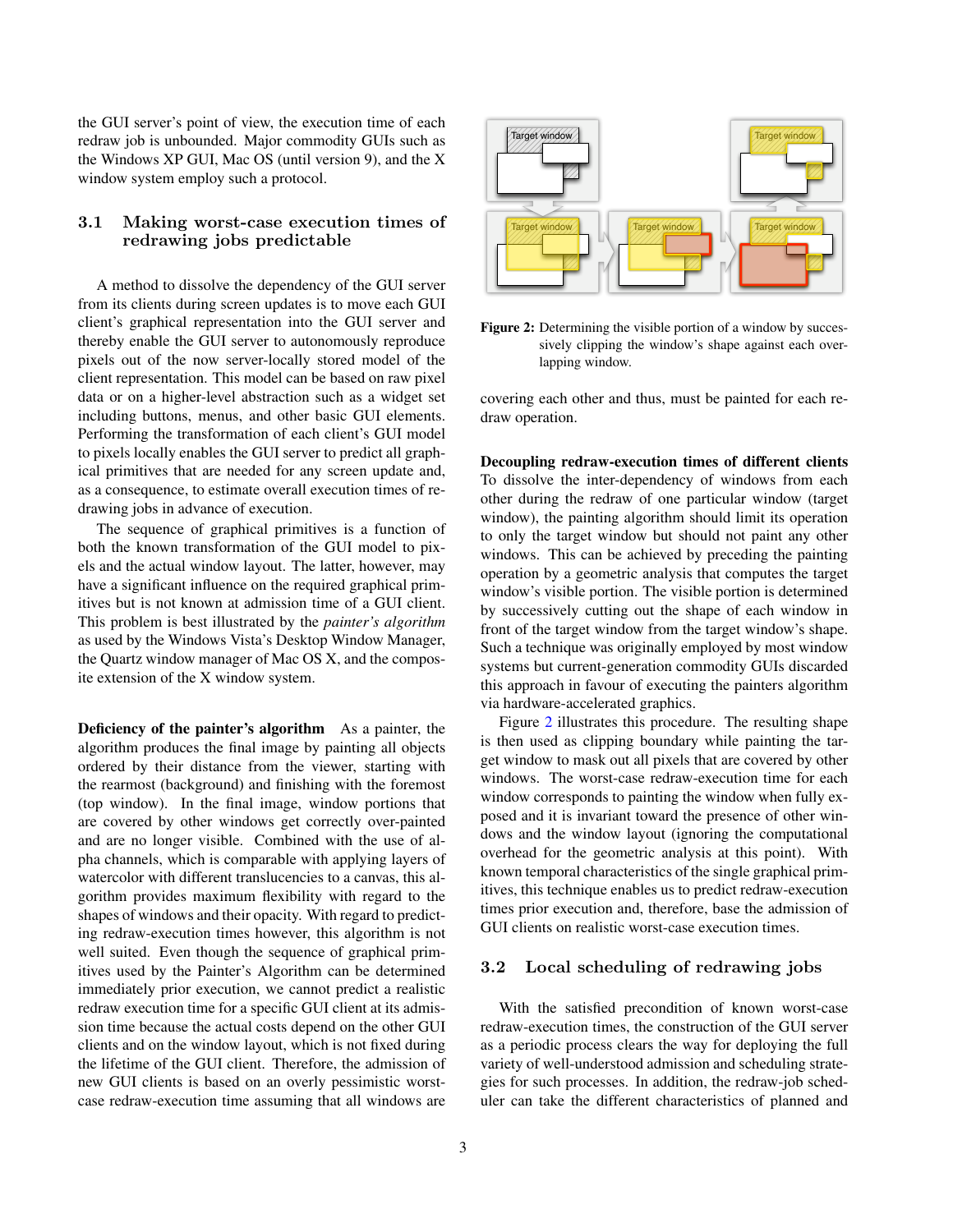the GUI server's point of view, the execution time of each redraw job is unbounded. Major commodity GUIs such as the Windows XP GUI, Mac OS (until version 9), and the X window system employ such a protocol.

## 3.1 Making worst-case execution times of redrawing jobs predictable

A method to dissolve the dependency of the GUI server from its clients during screen updates is to move each GUI client's graphical representation into the GUI server and thereby enable the GUI server to autonomously reproduce pixels out of the now server-locally stored model of the client representation. This model can be based on raw pixel data or on a higher-level abstraction such as a widget set including buttons, menus, and other basic GUI elements. Performing the transformation of each client's GUI model to pixels locally enables the GUI server to predict all graphical primitives that are needed for any screen update and, as a consequence, to estimate overall execution times of redrawing jobs in advance of execution.

The sequence of graphical primitives is a function of both the known transformation of the GUI model to pixels and the actual window layout. The latter, however, may have a significant influence on the required graphical primitives but is not known at admission time of a GUI client. This problem is best illustrated by the *painter's algorithm* as used by the Windows Vista's Desktop Window Manager, the Quartz window manager of Mac OS X, and the composite extension of the X window system.

**Deficiency of the painter's algorithm** As a painter, the algorithm produces the final image by painting all objects ordered by their distance from the viewer, starting with the rearmost (background) and finishing with the foremost (top window). In the final image, window portions that are covered by other windows get correctly over-painted and are no longer visible. Combined with the use of alpha channels, which is comparable with applying layers of watercolor with different translucencies to a canvas, this algorithm provides maximum flexibility with regard to the shapes of windows and their opacity. With regard to predicting redraw-execution times however, this algorithm is not well suited. Even though the sequence of graphical primitives used by the Painter's Algorithm can be determined immediately prior execution, we cannot predict a realistic redraw execution time for a specific GUI client at its admission time because the actual costs depend on the other GUI clients and on the window layout, which is not fixed during the lifetime of the GUI client. Therefore, the admission of new GUI clients is based on an overly pessimistic worst-case redraw-execution time assuming that all windows are covering each other and thus, must be painted for each redraw operation.

**Figure 2:** Determining the visible portion of a window by successively clipping the window's shape against each overlapping window.

**Decoupling redraw-execution times of different clients** To dissolve the inter-dependency of windows from each other during the redraw of one particular window (target window), the painting algorithm should limit its operation to only the target window but should not paint any other windows. This can be achieved by preceding the painting operation by a geometric analysis that computes the target window's visible portion. The visible portion is determined by successively cutting out the shape of each window in front of the target window from the target window's shape. Such a technique was originally employed by most window systems but current-generation commodity GUIs discarded this approach in favour of executing the painters algorithm via hardware-accelerated graphics.

Figure 2 illustrates this procedure. The resulting shape is then used as clipping boundary while painting the target window to mask out all pixels that are covered by other windows. The worst-case redraw-execution time for each window corresponds to painting the window when fully exposed and it is invariant toward the presence of other windows and the window layout (ignoring the computational overhead for the geometric analysis at this point). With known temporal characteristics of the single graphical primitives, this technique enables us to predict redraw-execution times prior execution and, therefore, base the admission of GUI clients on realistic worst-case execution times.

## 3.2 Local scheduling of redrawing jobs

With the satisfied precondition of known worst-case redraw-execution times, the construction of the GUI server as a periodic process clears the way for deploying the full variety of well-understood admission and scheduling strategies for such processes. In addition, the redraw-job scheduler can take the different characteristics of planned and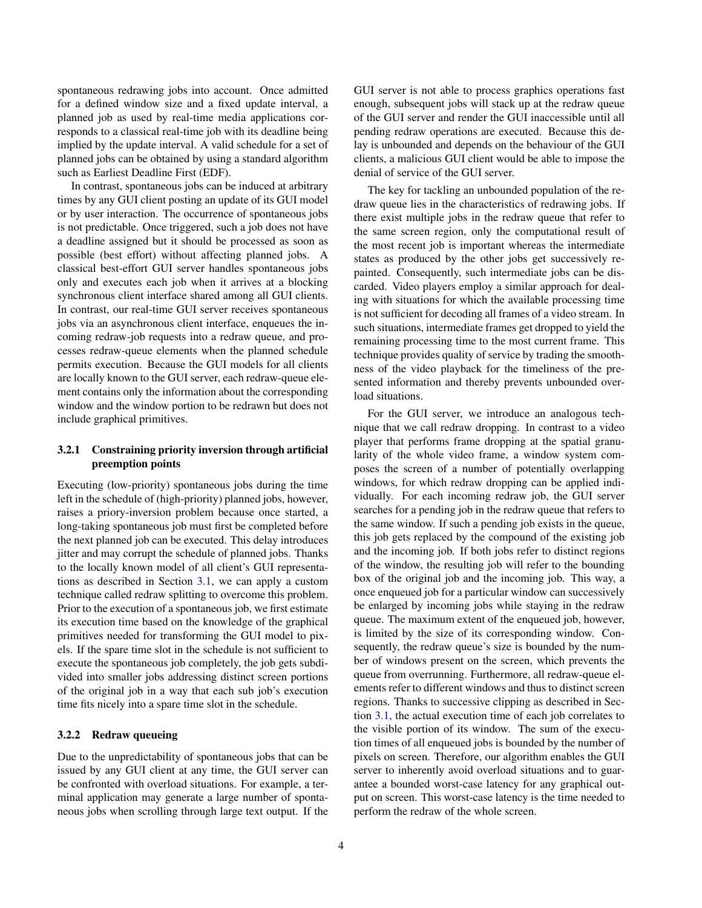spontaneous redrawing jobs into account. Once admitted for a defined window size and a fixed update interval, a planned job as used by real-time media applications corresponds to a classical real-time job with its deadline being implied by the update interval. A valid schedule for a set of planned jobs can be obtained by using a standard algorithm such as Earliest Deadline First (EDF).

In contrast, spontaneous jobs can be induced at arbitrary times by any GUI client posting an update of its GUI model or by user interaction. The occurrence of spontaneous jobs is not predictable. Once triggered, such a job does not have a deadline assigned but it should be processed as soon as possible (best effort) without affecting planned jobs. A classical best-effort GUI server handles spontaneous jobs only and executes each job when it arrives at a blocking synchronous client interface shared among all GUI clients. In contrast, our real-time GUI server receives spontaneous jobs via an asynchronous client interface, enqueues the incoming redraw-job requests into a redraw queue, and processes redraw-queue elements when the planned schedule permits execution. Because the GUI models for all clients are locally known to the GUI server, each redraw-queue element contains only the information about the corresponding window and the window portion to be redrawn but does not include graphical primitives.

### 3.2.1 Constraining priority inversion through artificial preemption points

Executing (low-priority) spontaneous jobs during the time left in the schedule of (high-priority) planned jobs, however, raises a priory-inversion problem because once started, a long-taking spontaneous job must first be completed before the next planned job can be executed. This delay introduces jitter and may corrupt the schedule of planned jobs. Thanks to the locally known model of all client's GUI representations as described in Section 3.1, we can apply a custom technique called redraw splitting to overcome this problem. Prior to the execution of a spontaneous job, we first estimate its execution time based on the knowledge of the graphical primitives needed for transforming the GUI model to pixels. If the spare time slot in the schedule is not sufficient to execute the spontaneous job completely, the job gets subdivided into smaller jobs addressing distinct screen portions of the original job in a way that each sub job's execution time fits nicely into a spare time slot in the schedule.

### 3.2.2 Redraw queueing

Due to the unpredictability of spontaneous jobs that can be issued by any GUI client at any time, the GUI server can be confronted with overload situations. For example, a terminal application may generate a large number of spontaneous jobs when scrolling through large text output. If the GUI server is not able to process graphics operations fast enough, subsequent jobs will stack up at the redraw queue of the GUI server and render the GUI inaccessible until all pending redraw operations are executed. Because this delay is unbounded and depends on the behaviour of the GUI clients, a malicious GUI client would be able to impose the denial of service of the GUI server.

The key for tackling an unbounded population of the redraw queue lies in the characteristics of redrawing jobs. If there exist multiple jobs in the redraw queue that refer to the same screen region, only the computational result of the most recent job is important whereas the intermediate states as produced by the other jobs get successively repainted. Consequently, such intermediate jobs can be discarded. Video players employ a similar approach for dealing with situations for which the available processing time is not sufficient for decoding all frames of a video stream. In such situations, intermediate frames get dropped to yield the remaining processing time to the most current frame. This technique provides quality of service by trading the smoothness of the video playback for the timeliness of the presented information and thereby prevents unbounded overload situations.

For the GUI server, we introduce an analogous technique that we call redraw dropping. In contrast to a video player that performs frame dropping at the spatial granularity of the whole video frame, a window system composes the screen of a number of potentially overlapping windows, for which redraw dropping can be applied individually. For each incoming redraw job, the GUI server searches for a pending job in the redraw queue that refers to the same window. If such a pending job exists in the queue, this job gets replaced by the compound of the existing job and the incoming job. If both jobs refer to distinct regions of the window, the resulting job will refer to the bounding box of the original job and the incoming job. This way, a once enqueued job for a particular window can successively be enlarged by incoming jobs while staying in the redraw queue. The maximum extent of the enqueued job, however, is limited by the size of its corresponding window. Consequently, the redraw queue's size is bounded by the number of windows present on the screen, which prevents the queue from overrunning. Furthermore, all redraw-queue elements refer to different windows and thus to distinct screen regions. Thanks to successive clipping as described in Section 3.1, the actual execution time of each job correlates to the visible portion of its window. The sum of the execution times of all enqueued jobs is bounded by the number of pixels on screen. Therefore, our algorithm enables the GUI server to inherently avoid overload situations and to guarantee a bounded worst-case latency for any graphical output on screen. This worst-case latency is the time needed to perform the redraw of the whole screen.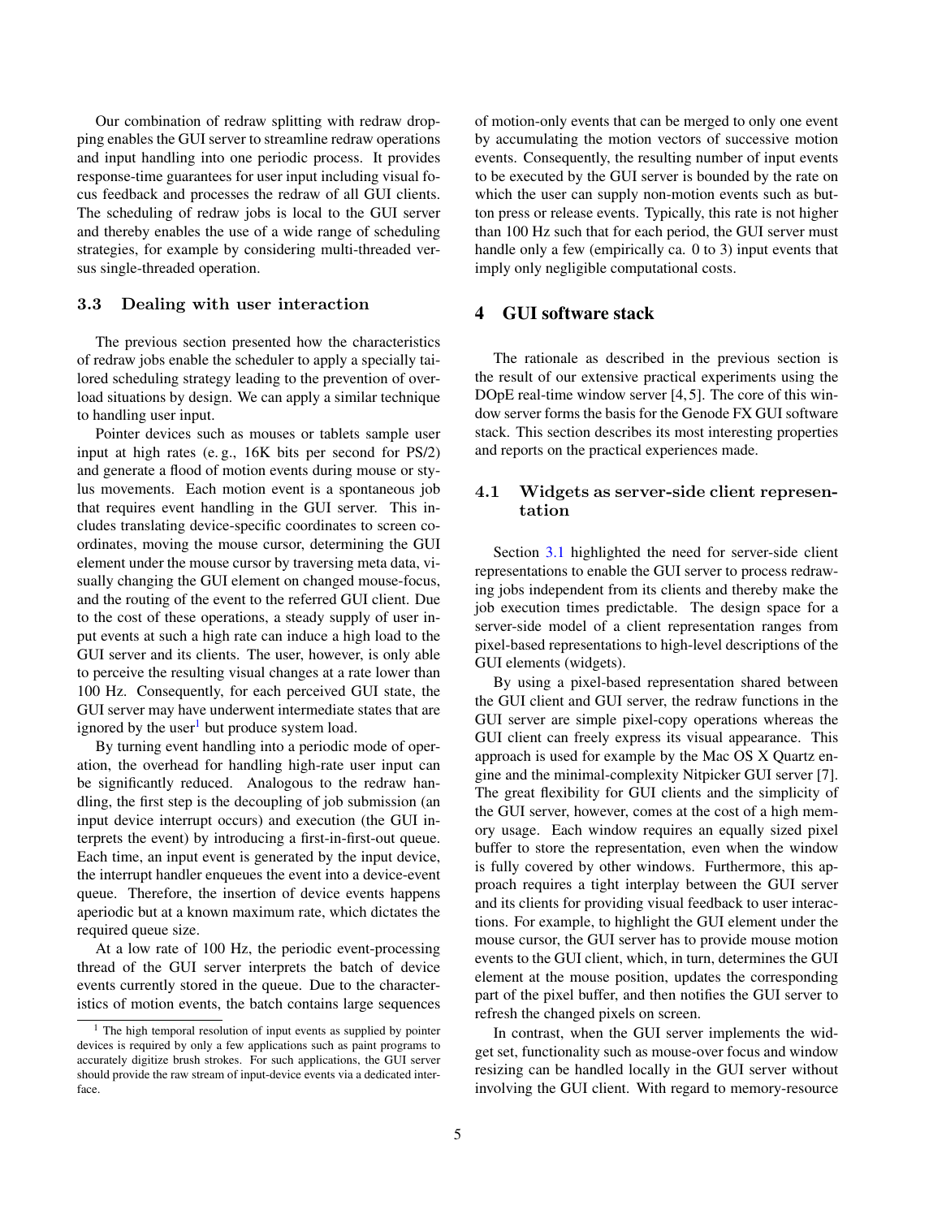Our combination of redraw splitting with redraw dropping enables the GUI server to streamline redraw operations and input handling into one periodic process. It provides response-time guarantees for user input including visual focus feedback and processes the redraw of all GUI clients. The scheduling of redraw jobs is local to the GUI server and thereby enables the use of a wide range of scheduling strategies, for example by considering multi-threaded versus single-threaded operation.

### 3.3 Dealing with user interaction

The previous section presented how the characteristics of redraw jobs enable the scheduler to apply a specially tailored scheduling strategy leading to the prevention of overload situations by design. We can apply a similar technique to handling user input.

Pointer devices such as mouses or tablets sample user input at high rates (e. g., 16K bits per second for PS/2) and generate a flood of motion events during mouse or stylus movements. Each motion event is a spontaneous job that requires event handling in the GUI server. This includes translating device-specific coordinates to screen coordinates, moving the mouse cursor, determining the GUI element under the mouse cursor by traversing meta data, visually changing the GUI element on changed mouse-focus, and the routing of the event to the referred GUI client. Due to the cost of these operations, a steady supply of user input events at such a high rate can induce a high load to the GUI server and its clients. The user, however, is only able to perceive the resulting visual changes at a rate lower than 100 Hz. Consequently, for each perceived GUI state, the GUI server may have underwent intermediate states that are ignored by the user[1] but produce system load.

By turning event handling into a periodic mode of operation, the overhead for handling high-rate user input can be significantly reduced. Analogous to the redraw handling, the first step is the decoupling of job submission (an input device interrupt occurs) and execution (the GUI interprets the event) by introducing a first-in-first-out queue. Each time, an input event is generated by the input device, the interrupt handler enqueues the event into a device-event queue. Therefore, the insertion of device events happens aperiodic but at a known maximum rate, which dictates the required queue size.

At a low rate of 100 Hz, the periodic event-processing thread of the GUI server interprets the batch of device events currently stored in the queue. Due to the characteristics of motion events, the batch contains large sequences of motion-only events that can be merged to only one event by accumulating the motion vectors of successive motion events. Consequently, the resulting number of input events to be executed by the GUI server is bounded by the rate on which the user can supply non-motion events such as button press or release events. Typically, this rate is not higher than 100 Hz such that for each period, the GUI server must handle only a few (empirically ca. 0 to 3) input events that imply only negligible computational costs.

[1] The high temporal resolution of input events as supplied by pointer devices is required by only a few applications such as paint programs to accurately digitize brush strokes. For such applications, the GUI server should provide the raw stream of input-device events via a dedicated interface.

## 4 GUI software stack

The rationale as described in the previous section is the result of our extensive practical experiments using the DOpE real-time window server [4, 5]. The core of this window server forms the basis for the Genode FX GUI software stack. This section describes its most interesting properties and reports on the practical experiences made.

### 4.1 Widgets as server-side client representation

Section 3.1 highlighted the need for server-side client representations to enable the GUI server to process redrawing jobs independent from its clients and thereby make the job execution times predictable. The design space for a server-side model of a client representation ranges from pixel-based representations to high-level descriptions of the GUI elements (widgets).

By using a pixel-based representation shared between the GUI client and GUI server, the redraw functions in the GUI server are simple pixel-copy operations whereas the GUI client can freely express its visual appearance. This approach is used for example by the Mac OS X Quartz engine and the minimal-complexity Nitpicker GUI server [7]. The great flexibility for GUI clients and the simplicity of the GUI server, however, comes at the cost of a high memory usage. Each window requires an equally sized pixel buffer to store the representation, even when the window is fully covered by other windows. Furthermore, this approach requires a tight interplay between the GUI server and its clients for providing visual feedback to user interactions. For example, to highlight the GUI element under the mouse cursor, the GUI server has to provide mouse motion events to the GUI client, which, in turn, determines the GUI element at the mouse position, updates the corresponding part of the pixel buffer, and then notifies the GUI server to refresh the changed pixels on screen.

In contrast, when the GUI server implements the widget set, functionality such as mouse-over focus and window resizing can be handled locally in the GUI server without involving the GUI client. With regard to memory-resource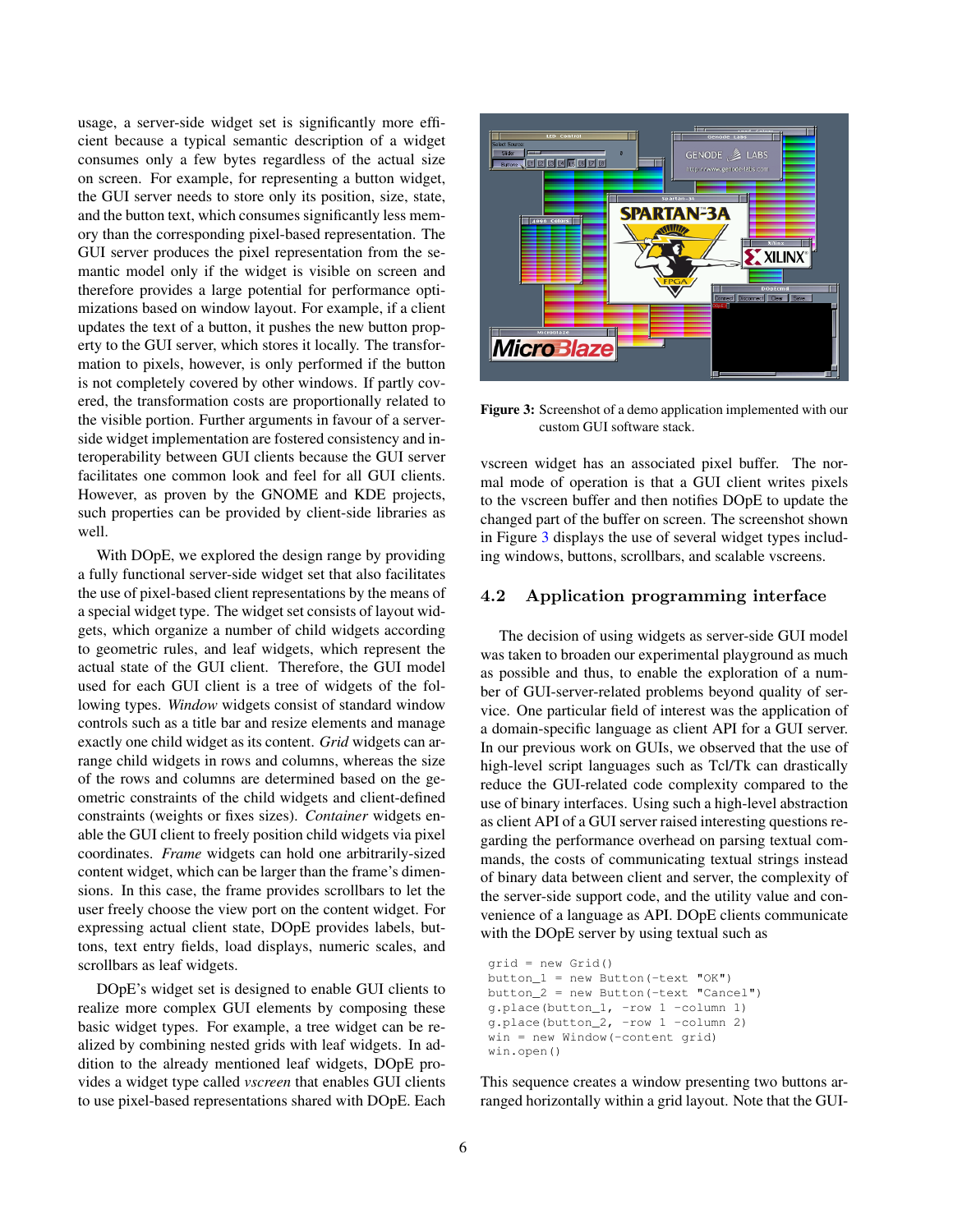usage, a server-side widget set is significantly more efficient because a typical semantic description of a widget consumes only a few bytes regardless of the actual size on screen. For example, for representing a button widget, the GUI server needs to store only its position, size, state, and the button text, which consumes significantly less memory than the corresponding pixel-based representation. The GUI server produces the pixel representation from the semantic model only if the widget is visible on screen and therefore provides a large potential for performance optimizations based on window layout. For example, if a client updates the text of a button, it pushes the new button property to the GUI server, which stores it locally. The transformation to pixels, however, is only performed if the button is not completely covered by other windows. If partly covered, the transformation costs are proportionally related to the visible portion. Further arguments in favour of a server-side widget implementation are fostered consistency and interoperability between GUI clients because the GUI server facilitates one common look and feel for all GUI clients. However, as proven by the GNOME and KDE projects, such properties can be provided by client-side libraries as well.

With DOpE, we explored the design range by providing a fully functional server-side widget set that also facilitates the use of pixel-based client representations by the means of a special widget type. The widget set consists of layout widgets, which organize a number of child widgets according to geometric rules, and leaf widgets, which represent the actual state of the GUI client. Therefore, the GUI model used for each GUI client is a tree of widgets of the following types. *Window* widgets consist of standard window controls such as a title bar and resize elements and manage exactly one child widget as its content. *Grid* widgets can arrange child widgets in rows and columns, whereas the size of the rows and columns are determined based on the geometric constraints of the child widgets and client-defined constraints (weights or fixes sizes). *Container* widgets enable the GUI client to freely position child widgets via pixel coordinates. *Frame* widgets can hold one arbitrarily-sized content widget, which can be larger than the frame's dimensions. In this case, the frame provides scrollbars to let the user freely choose the view port on the content widget. For expressing actual client state, DOpE provides labels, buttons, text entry fields, load displays, numeric scales, and scrollbars as leaf widgets.

DOpE's widget set is designed to enable GUI clients to realize more complex GUI elements by composing these basic widget types. For example, a tree widget can be realized by combining nested grids with leaf widgets. In addition to the already mentioned leaf widgets, DOpE provides a widget type called *vscreen* that enables GUI clients to use pixel-based representations shared with DOpE. Each vscreen widget has an associated pixel buffer. The normal mode of operation is that a GUI client writes pixels to the vscreen buffer and then notifies DOpE to update the changed part of the buffer on screen. The screenshot shown in Figure 3 displays the use of several widget types including windows, buttons, scrollbars, and scalable vscreens.

**Figure 3:** Screenshot of a demo application implemented with our custom GUI software stack.

### 4.2 Application programming interface

The decision of using widgets as server-side GUI model was taken to broaden our experimental playground as much as possible and thus, to enable the exploration of a number of GUI-server-related problems beyond quality of service. One particular field of interest was the application of a domain-specific language as client API for a GUI server. In our previous work on GUIs, we observed that the use of high-level script languages such as Tcl/Tk can drastically reduce the GUI-related code complexity compared to the use of binary interfaces. Using such a high-level abstraction as client API of a GUI server raised interesting questions regarding the performance overhead on parsing textual commands, the costs of communicating textual strings instead of binary data between client and server, the complexity of the server-side support code, and the utility value and convenience of a language as API. DOpE clients communicate with the DOpE server by using textual such as

```
grid = new Grid()
button_1 = new Button(-text "OK")
button_2 = new Button(-text "Cancel")
g.place(button_1, -row 1 -column 1)
g.place(button_2, -row 1 -column 2)
win = new Window(-content grid)
win.open()
```

This sequence creates a window presenting two buttons arranged horizontally within a grid layout. Note that the GUI-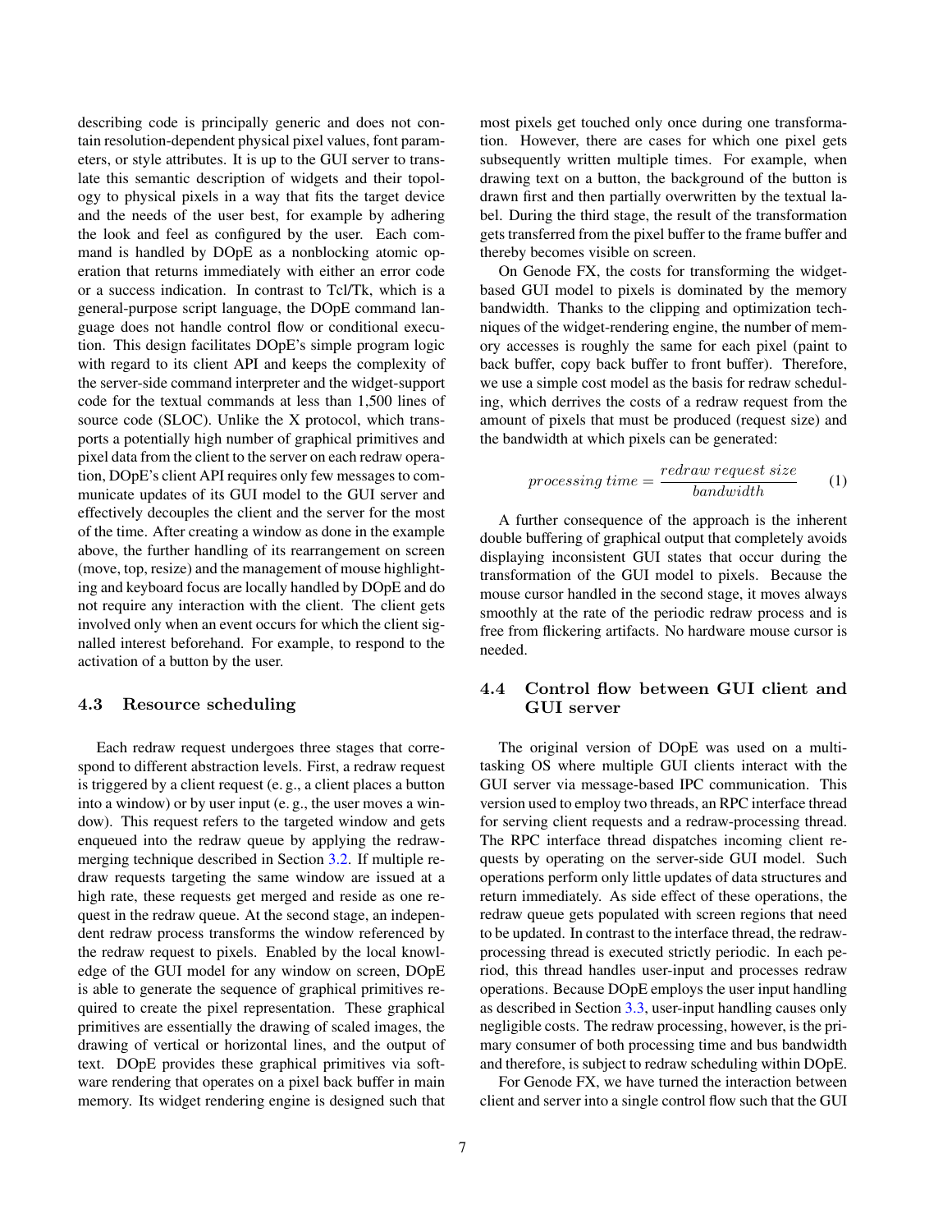describing code is principally generic and does not contain resolution-dependent physical pixel values, font parameters, or style attributes. It is up to the GUI server to translate this semantic description of widgets and their topology to physical pixels in a way that fits the target device and the needs of the user best, for example by adhering the look and feel as configured by the user. Each command is handled by DOpE as a nonblocking atomic operation that returns immediately with either an error code or a success indication. In contrast to Tcl/Tk, which is a general-purpose script language, the DOpE command language does not handle control flow or conditional execution. This design facilitates DOpE's simple program logic with regard to its client API and keeps the complexity of the server-side command interpreter and the widget-support code for the textual commands at less than 1,500 lines of source code (SLOC). Unlike the X protocol, which transports a potentially high number of graphical primitives and pixel data from the client to the server on each redraw operation, DOpE's client API requires only few messages to communicate updates of its GUI model to the GUI server and effectively decouples the client and the server for the most of the time. After creating a window as done in the example above, the further handling of its rearrangement on screen (move, top, resize) and the management of mouse highlighting and keyboard focus are locally handled by DOpE and do not require any interaction with the client. The client gets involved only when an event occurs for which the client signalled interest beforehand. For example, to respond to the activation of a button by the user.

### 4.3 Resource scheduling

Each redraw request undergoes three stages that correspond to different abstraction levels. First, a redraw request is triggered by a client request (e. g., a client places a button into a window) or by user input (e. g., the user moves a window). This request refers to the targeted window and gets enqueued into the redraw queue by applying the redraw-merging technique described in Section 3.2. If multiple redraw requests targeting the same window are issued at a high rate, these requests get merged and reside as one request in the redraw queue. At the second stage, an independent redraw process transforms the window referenced by the redraw request to pixels. Enabled by the local knowledge of the GUI model for any window on screen, DOpE is able to generate the sequence of graphical primitives required to create the pixel representation. These graphical primitives are essentially the drawing of scaled images, the drawing of vertical or horizontal lines, and the output of text. DOpE provides these graphical primitives via software rendering that operates on a pixel back buffer in main memory. Its widget rendering engine is designed such that most pixels get touched only once during one transformation. However, there are cases for which one pixel gets subsequently written multiple times. For example, when drawing text on a button, the background of the button is drawn first and then partially overwritten by the textual label. During the third stage, the result of the transformation gets transferred from the pixel buffer to the frame buffer and thereby becomes visible on screen.

On Genode FX, the costs for transforming the widget-based GUI model to pixels is dominated by the memory bandwidth. Thanks to the clipping and optimization techniques of the widget-rendering engine, the number of memory accesses is roughly the same for each pixel (paint to back buffer, copy back buffer to front buffer). Therefore, we use a simple cost model as the basis for redraw scheduling, which derrives the costs of a redraw request from the amount of pixels that must be produced (request size) and the bandwidth at which pixels can be generated:

$$processing\ time = \frac{redraw\ request\ size}{bandwidth} \tag{1}$$

A further consequence of the approach is the inherent double buffering of graphical output that completely avoids displaying inconsistent GUI states that occur during the transformation of the GUI model to pixels. Because the mouse cursor handled in the second stage, it moves always smoothly at the rate of the periodic redraw process and is free from flickering artifacts. No hardware mouse cursor is needed.

### 4.4 Control flow between GUI client and GUI server

The original version of DOpE was used on a multi-tasking OS where multiple GUI clients interact with the GUI server via message-based IPC communication. This version used to employ two threads, an RPC interface thread for serving client requests and a redraw-processing thread. The RPC interface thread dispatches incoming client requests by operating on the server-side GUI model. Such operations perform only little updates of data structures and return immediately. As side effect of these operations, the redraw queue gets populated with screen regions that need to be updated. In contrast to the interface thread, the redraw-processing thread is executed strictly periodic. In each period, this thread handles user-input and processes redraw operations. Because DOpE employs the user input handling as described in Section 3.3, user-input handling causes only negligible costs. The redraw processing, however, is the primary consumer of both processing time and bus bandwidth and therefore, is subject to redraw scheduling within DOpE.

For Genode FX, we have turned the interaction between client and server into a single control flow such that the GUI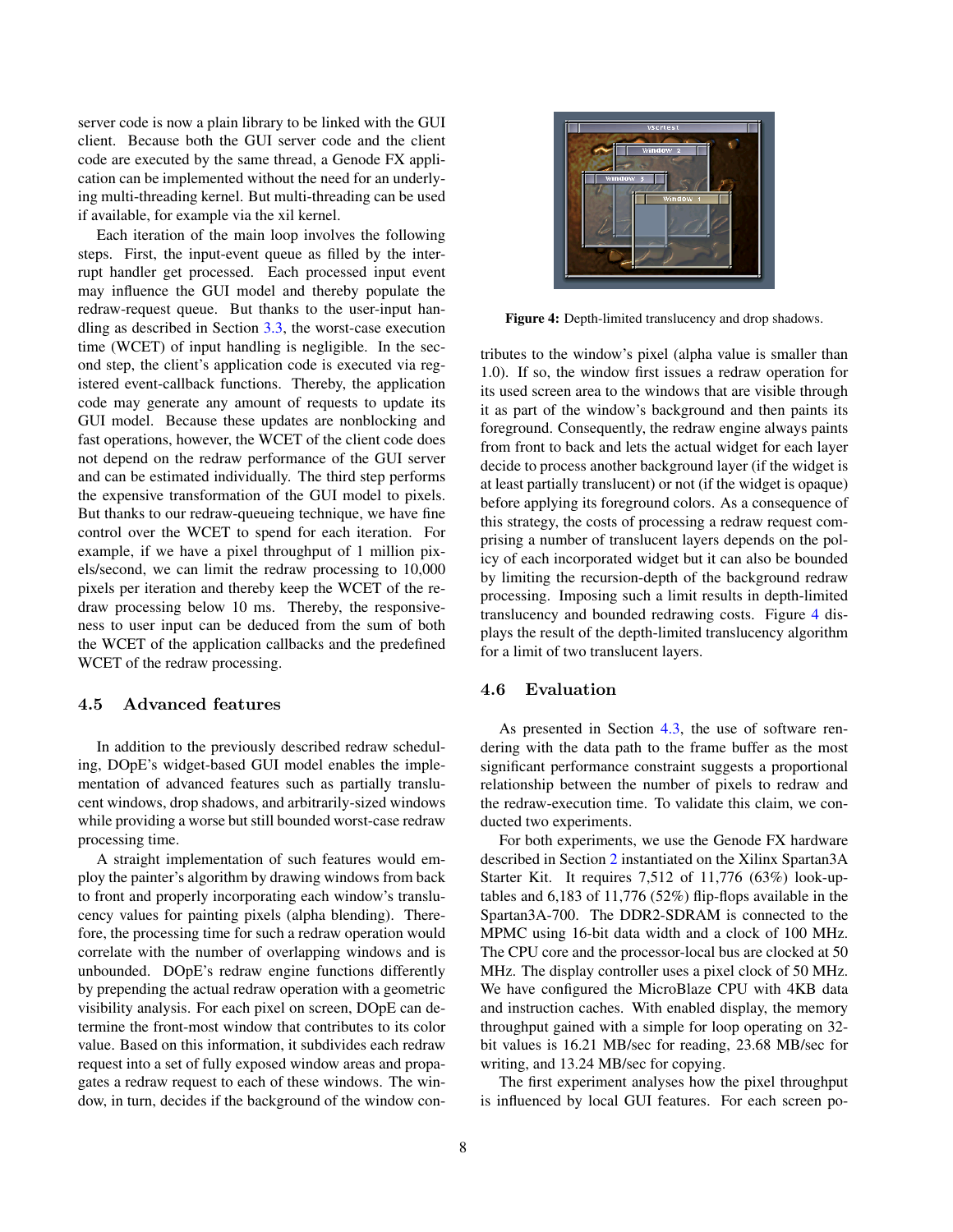server code is now a plain library to be linked with the GUI client. Because both the GUI server code and the client code are executed by the same thread, a Genode FX application can be implemented without the need for an underlying multi-threading kernel. But multi-threading can be used if available, for example via the xil kernel.

Each iteration of the main loop involves the following steps. First, the input-event queue as filled by the interrupt handler get processed. Each processed input event may influence the GUI model and thereby populate the redraw-request queue. But thanks to the user-input handling as described in Section 3.3, the worst-case execution time (WCET) of input handling is negligible. In the second step, the client's application code is executed via registered event-callback functions. Thereby, the application code may generate any amount of requests to update its GUI model. Because these updates are nonblocking and fast operations, however, the WCET of the client code does not depend on the redraw performance of the GUI server and can be estimated individually. The third step performs the expensive transformation of the GUI model to pixels. But thanks to our redraw-queueing technique, we have fine control over the WCET to spend for each iteration. For example, if we have a pixel throughput of 1 million pixels/second, we can limit the redraw processing to 10,000 pixels per iteration and thereby keep the WCET of the redraw processing below 10 ms. Thereby, the responsiveness to user input can be deduced from the sum of both the WCET of the application callbacks and the predefined WCET of the redraw processing.

### 4.5 Advanced features

In addition to the previously described redraw scheduling, DOpE's widget-based GUI model enables the implementation of advanced features such as partially translucent windows, drop shadows, and arbitrarily-sized windows while providing a worse but still bounded worst-case redraw processing time.

A straight implementation of such features would employ the painter's algorithm by drawing windows from back to front and properly incorporating each window's translucency values for painting pixels (alpha blending). Therefore, the processing time for such a redraw operation would correlate with the number of overlapping windows and is unbounded. DOpE's redraw engine functions differently by prepending the actual redraw operation with a geometric visibility analysis. For each pixel on screen, DOpE can determine the front-most window that contributes to its color value. Based on this information, it subdivides each redraw request into a set of fully exposed window areas and propagates a redraw request to each of these windows. The window, in turn, decides if the background of the window contributes to the window's pixel (alpha value is smaller than 1.0). If so, the window first issues a redraw operation for its used screen area to the windows that are visible through it as part of the window's background and then paints its foreground. Consequently, the redraw engine always paints from front to back and lets the actual widget for each layer decide to process another background layer (if the widget is at least partially translucent) or not (if the widget is opaque) before applying its foreground colors. As a consequence of this strategy, the costs of processing a redraw request comprising a number of translucent layers depends on the policy of each incorporated widget but it can also be bounded by limiting the recursion-depth of the background redraw processing. Imposing such a limit results in depth-limited translucency and bounded redrawing costs. Figure 4 displays the result of the depth-limited translucency algorithm for a limit of two translucent layers.

**Figure 4:** Depth-limited translucency and drop shadows.

### 4.6 Evaluation

As presented in Section 4.3, the use of software rendering with the data path to the frame buffer as the most significant performance constraint suggests a proportional relationship between the number of pixels to redraw and the redraw-execution time. To validate this claim, we conducted two experiments.

For both experiments, we use the Genode FX hardware described in Section 2 instantiated on the Xilinx Spartan3A Starter Kit. It requires 7,512 of 11,776 (63%) look-up-tables and 6,183 of 11,776 (52%) flip-flops available in the Spartan3A-700. The DDR2-SDRAM is connected to the MPMC using 16-bit data width and a clock of 100 MHz. The CPU core and the processor-local bus are clocked at 50 MHz. The display controller uses a pixel clock of 50 MHz. We have configured the MicroBlaze CPU with 4KB data and instruction caches. With enabled display, the memory throughput gained with a simple for loop operating on 32-bit values is 16.21 MB/sec for reading, 23.68 MB/sec for writing, and 13.24 MB/sec for copying.

The first experiment analyses how the pixel throughput is influenced by local GUI features. For each screen po-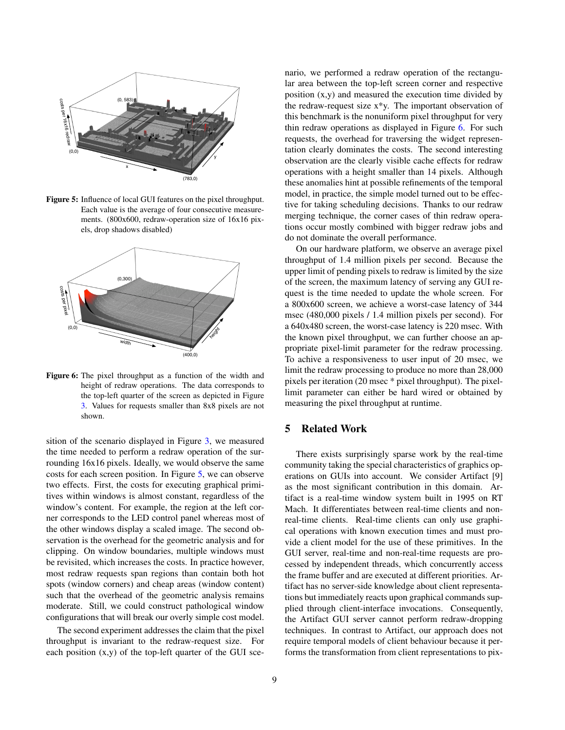**Figure 5:** Influence of local GUI features on the pixel throughput. Each value is the average of four consecutive measurements. (800x600, redraw-operation size of 16x16 pixels, drop shadows disabled)

**Figure 6:** The pixel throughput as a function of the width and height of redraw operations. The data corresponds to the top-left quarter of the screen as depicted in Figure 3. Values for requests smaller than 8x8 pixels are not shown.

sition of the scenario displayed in Figure 3, we measured the time needed to perform a redraw operation of the surrounding 16x16 pixels. Ideally, we would observe the same costs for each screen position. In Figure 5, we can observe two effects. First, the costs for executing graphical primitives within windows is almost constant, regardless of the window's content. For example, the region at the left corner corresponds to the LED control panel whereas most of the other windows display a scaled image. The second observation is the overhead for the geometric analysis and for clipping. On window boundaries, multiple windows must be revisited, which increases the costs. In practice however, most redraw requests span regions than contain both hot spots (window corners) and cheap areas (window content) such that the overhead of the geometric analysis remains moderate. Still, we could construct pathological window configurations that will break our overly simple cost model.

The second experiment addresses the claim that the pixel throughput is invariant to the redraw-request size. For each position (x,y) of the top-left quarter of the GUI scenario, we performed a redraw operation of the rectangular area between the top-left screen corner and respective position (x,y) and measured the execution time divided by the redraw-request size x*y. The important observation of this benchmark is the nonuniform pixel throughput for very thin redraw operations as displayed in Figure 6. For such requests, the overhead for traversing the widget representation clearly dominates the costs. The second interesting observation are the clearly visible cache effects for redraw operations with a height smaller than 14 pixels. Although these anomalies hint at possible refinements of the temporal model, in practice, the simple model turned out to be effective for taking scheduling decisions. Thanks to our redraw merging technique, the corner cases of thin redraw operations occur mostly combined with bigger redraw jobs and do not dominate the overall performance.

On our hardware platform, we observe an average pixel throughput of 1.4 million pixels per second. Because the upper limit of pending pixels to redraw is limited by the size of the screen, the maximum latency of serving any GUI request is the time needed to update the whole screen. For a 800x600 screen, we achieve a worst-case latency of 344 msec (480,000 pixels / 1.4 million pixels per second). For a 640x480 screen, the worst-case latency is 220 msec. With the known pixel throughput, we can further choose an appropriate pixel-limit parameter for the redraw processing. To achive a responsiveness to user input of 20 msec, we limit the redraw processing to produce no more than 28,000 pixels per iteration (20 msec * pixel throughput). The pixel-limit parameter can either be hard wired or obtained by measuring the pixel throughput at runtime.

## 5 Related Work

There exists surprisingly sparse work by the real-time community taking the special characteristics of graphics operations on GUIs into account. We consider Artifact [9] as the most significant contribution in this domain. Artifact is a real-time window system built in 1995 on RT Mach. It differentiates between real-time clients and non-real-time clients. Real-time clients can only use graphical operations with known execution times and must provide a client model for the use of these primitives. In the GUI server, real-time and non-real-time requests are processed by independent threads, which concurrently access the frame buffer and are executed at different priorities. Artifact has no server-side knowledge about client representations but immediately reacts upon graphical commands supplied through client-interface invocations. Consequently, the Artifact GUI server cannot perform redraw-dropping techniques. In contrast to Artifact, our approach does not require temporal models of client behaviour because it performs the transformation from client representations to pix-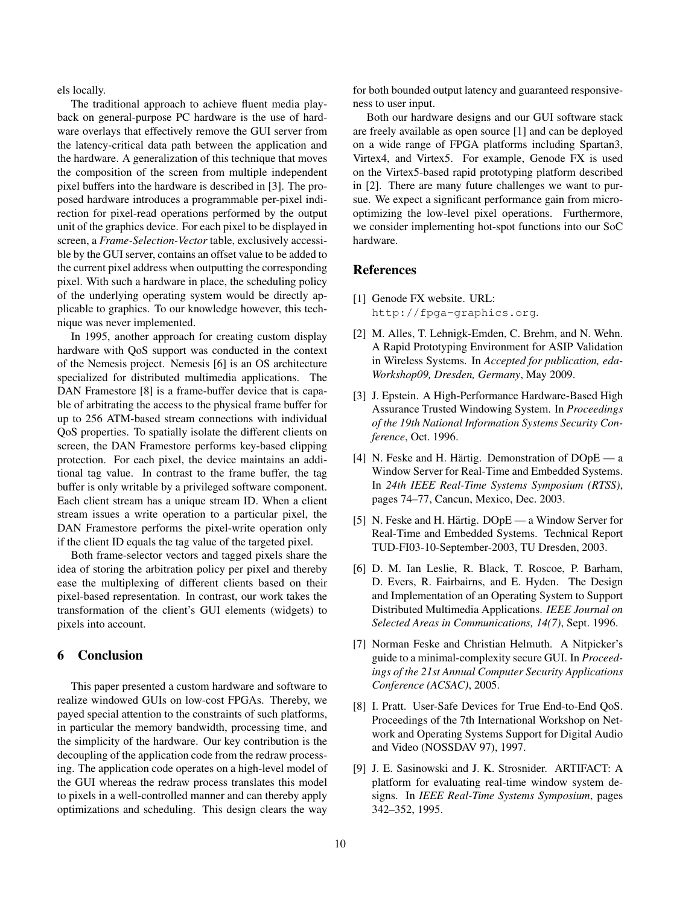els locally.

The traditional approach to achieve fluent media playback on general-purpose PC hardware is the use of hardware overlays that effectively remove the GUI server from the latency-critical data path between the application and the hardware. A generalization of this technique that moves the composition of the screen from multiple independent pixel buffers into the hardware is described in [3]. The proposed hardware introduces a programmable per-pixel indirection for pixel-read operations performed by the output unit of the graphics device. For each pixel to be displayed in screen, a *Frame-Selection-Vector* table, exclusively accessible by the GUI server, contains an offset value to be added to the current pixel address when outputting the corresponding pixel. With such a hardware in place, the scheduling policy of the underlying operating system would be directly applicable to graphics. To our knowledge however, this technique was never implemented.

In 1995, another approach for creating custom display hardware with QoS support was conducted in the context of the Nemesis project. Nemesis [6] is an OS architecture specialized for distributed multimedia applications. The DAN Framestore [8] is a frame-buffer device that is capable of arbitrating the access to the physical frame buffer for up to 256 ATM-based stream connections with individual QoS properties. To spatially isolate the different clients on screen, the DAN Framestore performs key-based clipping protection. For each pixel, the device maintains an additional tag value. In contrast to the frame buffer, the tag buffer is only writable by a privileged software component. Each client stream has a unique stream ID. When a client stream issues a write operation to a particular pixel, the DAN Framestore performs the pixel-write operation only if the client ID equals the tag value of the targeted pixel.

Both frame-selector vectors and tagged pixels share the idea of storing the arbitration policy per pixel and thereby ease the multiplexing of different clients based on their pixel-based representation. In contrast, our work takes the transformation of the client's GUI elements (widgets) to pixels into account.

## 6 Conclusion

This paper presented a custom hardware and software to realize windowed GUIs on low-cost FPGAs. Thereby, we payed special attention to the constraints of such platforms, in particular the memory bandwidth, processing time, and the simplicity of the hardware. Our key contribution is the decoupling of the application code from the redraw processing. The application code operates on a high-level model of the GUI whereas the redraw process translates this model to pixels in a well-controlled manner and can thereby apply optimizations and scheduling. This design clears the way for both bounded output latency and guaranteed responsiveness to user input.

Both our hardware designs and our GUI software stack are freely available as open source [1] and can be deployed on a wide range of FPGA platforms including Spartan3, Virtex4, and Virtex5. For example, Genode FX is used on the Virtex5-based rapid prototyping platform described in [2]. There are many future challenges we want to pursue. We expect a significant performance gain from micro-optimizing the low-level pixel operations. Furthermore, we consider implementing hot-spot functions into our SoC hardware.

## References

[1] Genode FX website. URL: `http://fpga-graphics.org`.

[2] M. Alles, T. Lehnigk-Emden, C. Brehm, and N. Wehn. A Rapid Prototyping Environment for ASIP Validation in Wireless Systems. In *Accepted for publication, eda-Workshop09, Dresden, Germany*, May 2009.

[3] J. Epstein. A High-Performance Hardware-Based High Assurance Trusted Windowing System. In *Proceedings of the 19th National Information Systems Security Conference*, Oct. 1996.

[4] N. Feske and H. Härtig. Demonstration of DOpE — a Window Server for Real-Time and Embedded Systems. In *24th IEEE Real-Time Systems Symposium (RTSS)*, pages 74–77, Cancun, Mexico, Dec. 2003.

[5] N. Feske and H. Härtig. DOpE — a Window Server for Real-Time and Embedded Systems. Technical Report TUD-FI03-10-September-2003, TU Dresden, 2003.

[6] D. M. Ian Leslie, R. Black, T. Roscoe, P. Barham, D. Evers, R. Fairbairns, and E. Hyden. The Design and Implementation of an Operating System to Support Distributed Multimedia Applications. *IEEE Journal on Selected Areas in Communications, 14(7)*, Sept. 1996.

[7] Norman Feske and Christian Helmuth. A Nitpicker's guide to a minimal-complexity secure GUI. In *Proceedings of the 21st Annual Computer Security Applications Conference (ACSAC)*, 2005.

[8] I. Pratt. User-Safe Devices for True End-to-End QoS. Proceedings of the 7th International Workshop on Network and Operating Systems Support for Digital Audio and Video (NOSSDAV 97), 1997.

[9] J. E. Sasinowski and J. K. Strosnider. ARTIFACT: A platform for evaluating real-time window system designs. In *IEEE Real-Time Systems Symposium*, pages 342–352, 1995.